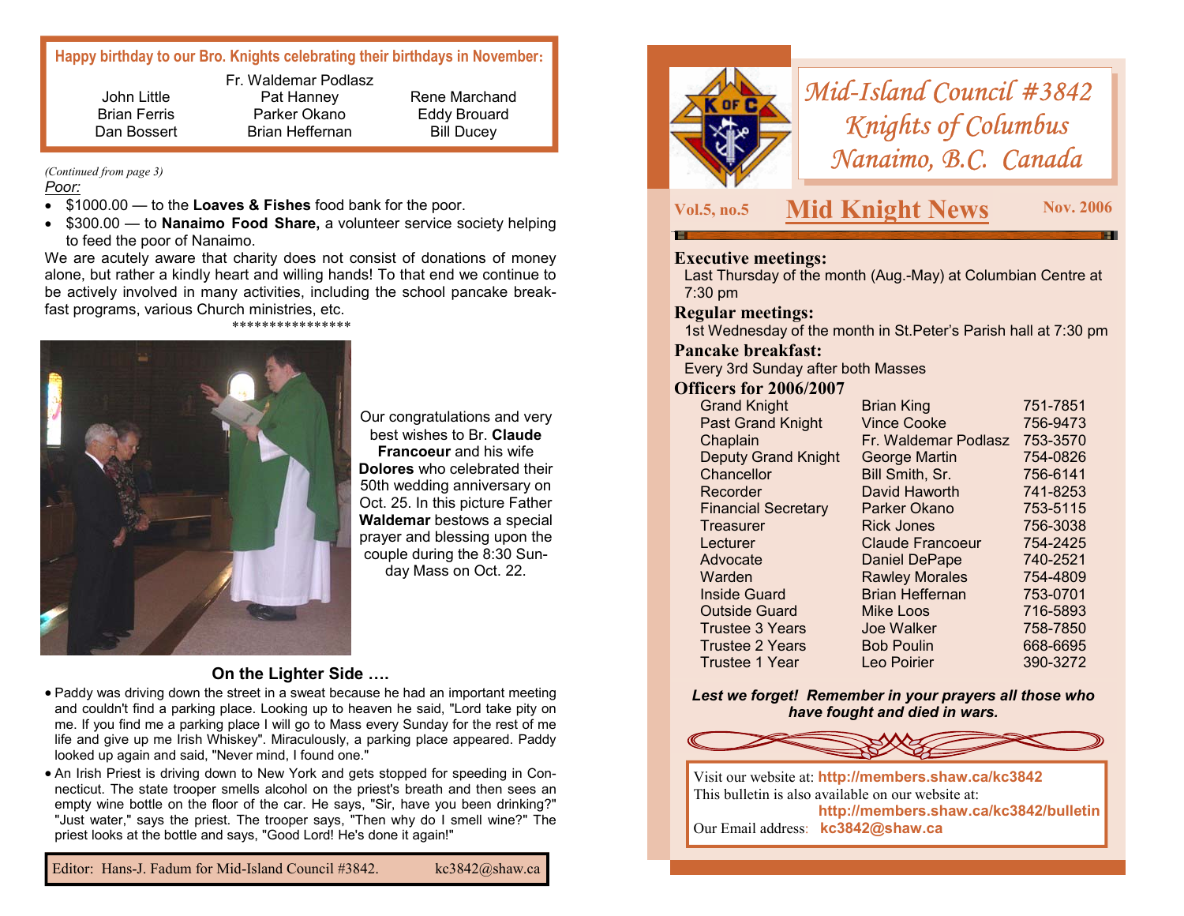**Happy birthday to our Bro. Knights celebrating their birthdays in November:**

| | | |
|---|---|---|
| | Fr. Waldemar Podlasz | |
| John Little | Pat Hanney | Rene Marchand |
| Brian Ferris | Parker Okano | Eddy Brouard |
| Dan Bossert | Brian Heffernan | Bill Ducey |

*(Continued from page 3)*

*Poor:*

- $1000.00 — to the **Loaves & Fishes** food bank for the poor.
- $300.00 — to **Nanaimo Food Share,** a volunteer service society helping to feed the poor of Nanaimo.

We are acutely aware that charity does not consist of donations of money alone, but rather a kindly heart and willing hands! To that end we continue to be actively involved in many activities, including the school pancake breakfast programs, various Church ministries, etc.

****************

Our congratulations and very best wishes to Br. **Claude Francoeur** and his wife **Dolores** who celebrated their 50th wedding anniversary on Oct. 25. In this picture Father **Waldemar** bestows a special prayer and blessing upon the couple during the 8:30 Sunday Mass on Oct. 22.

## On the Lighter Side ….

- Paddy was driving down the street in a sweat because he had an important meeting and couldn't find a parking place. Looking up to heaven he said, "Lord take pity on me. If you find me a parking place I will go to Mass every Sunday for the rest of me life and give up me Irish Whiskey". Miraculously, a parking place appeared. Paddy looked up again and said, "Never mind, I found one."
- An Irish Priest is driving down to New York and gets stopped for speeding in Connecticut. The state trooper smells alcohol on the priest's breath and then sees an empty wine bottle on the floor of the car. He says, "Sir, have you been drinking?" "Just water," says the priest. The trooper says, "Then why do I smell wine?" The priest looks at the bottle and says, "Good Lord! He's done it again!"

Editor: Hans-J. Fadum for Mid-Island Council #3842. kc3842@shaw.ca

# Mid-Island Council #3842 Knights of Columbus Nanaimo, B.C. Canada

**Vol.5, no.5** — **Mid Knight News** — **Nov. 2006**

### Executive meetings:
Last Thursday of the month (Aug.-May) at Columbian Centre at 7:30 pm

### Regular meetings:
1st Wednesday of the month in St.Peter's Parish hall at 7:30 pm

### Pancake breakfast:
Every 3rd Sunday after both Masses

### Officers for 2006/2007

| Office | Name | Phone |
|---|---|---|
| Grand Knight | Brian King | 751-7851 |
| Past Grand Knight | Vince Cooke | 756-9473 |
| Chaplain | Fr. Waldemar Podlasz | 753-3570 |
| Deputy Grand Knight | George Martin | 754-0826 |
| Chancellor | Bill Smith, Sr. | 756-6141 |
| Recorder | David Haworth | 741-8253 |
| Financial Secretary | Parker Okano | 753-5115 |
| Treasurer | Rick Jones | 756-3038 |
| Lecturer | Claude Francoeur | 754-2425 |
| Advocate | Daniel DePape | 740-2521 |
| Warden | Rawley Morales | 754-4809 |
| Inside Guard | Brian Heffernan | 753-0701 |
| Outside Guard | Mike Loos | 716-5893 |
| Trustee 3 Years | Joe Walker | 758-7850 |
| Trustee 2 Years | Bob Poulin | 668-6695 |
| Trustee 1 Year | Leo Poirier | 390-3272 |

***Lest we forget! Remember in your prayers all those who have fought and died in wars.***

Visit our website at: **http://members.shaw.ca/kc3842**
This bulletin is also available on our website at: **http://members.shaw.ca/kc3842/bulletin**
Our Email address: **kc3842@shaw.ca**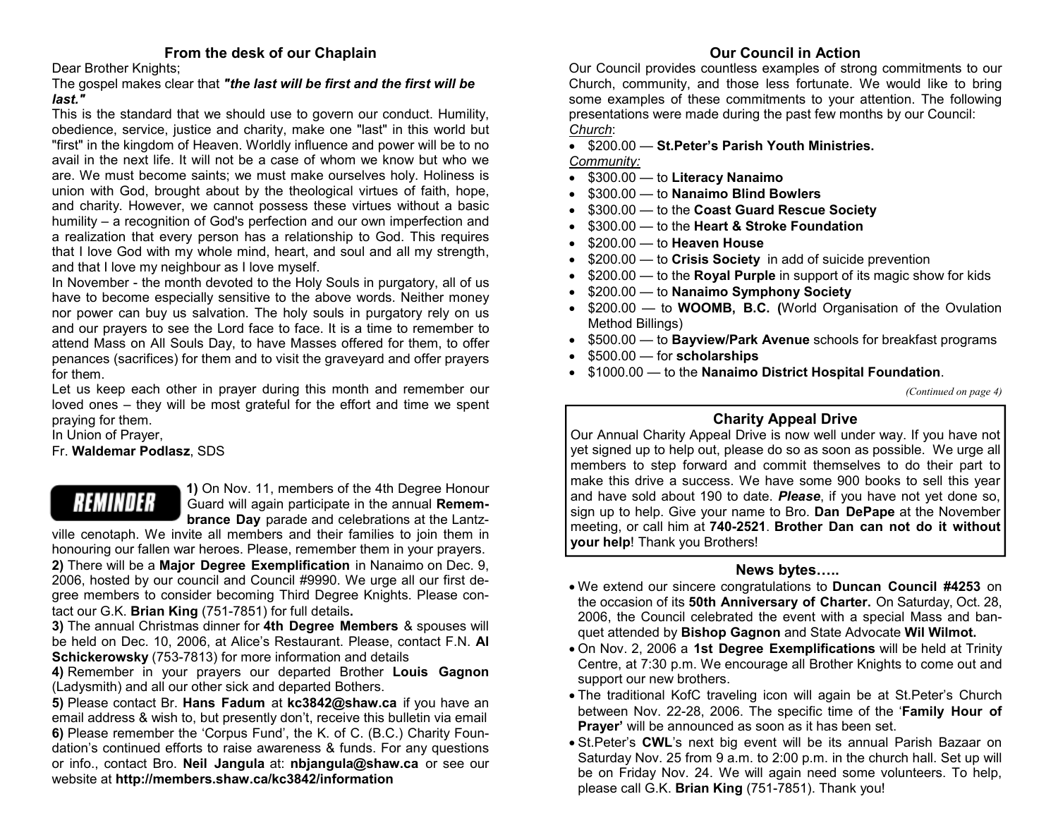## From the desk of our Chaplain

Dear Brother Knights;

The gospel makes clear that ***"the last will be first and the first will be last."***

This is the standard that we should use to govern our conduct. Humility, obedience, service, justice and charity, make one "last" in this world but "first" in the kingdom of Heaven. Worldly influence and power will be to no avail in the next life. It will not be a case of whom we know but who we are. We must become saints; we must make ourselves holy. Holiness is union with God, brought about by the theological virtues of faith, hope, and charity. However, we cannot possess these virtues without a basic humility – a recognition of God's perfection and our own imperfection and a realization that every person has a relationship to God. This requires that I love God with my whole mind, heart, and soul and all my strength, and that I love my neighbour as I love myself.

In November - the month devoted to the Holy Souls in purgatory, all of us have to become especially sensitive to the above words. Neither money nor power can buy us salvation. The holy souls in purgatory rely on us and our prayers to see the Lord face to face. It is a time to remember to attend Mass on All Souls Day, to have Masses offered for them, to offer penances (sacrifices) for them and to visit the graveyard and offer prayers for them.

Let us keep each other in prayer during this month and remember our loved ones – they will be most grateful for the effort and time we spent praying for them.

In Union of Prayer,

Fr. **Waldemar Podlasz**, SDS

**REMINDER**

**1)** On Nov. 11, members of the 4th Degree Honour Guard will again participate in the annual **Remembrance Day** parade and celebrations at the Lantzville cenotaph. We invite all members and their families to join them in honouring our fallen war heroes. Please, remember them in your prayers.

**2)** There will be a **Major Degree Exemplification** in Nanaimo on Dec. 9, 2006, hosted by our council and Council #9990. We urge all our first degree members to consider becoming Third Degree Knights. Please contact our G.K. **Brian King** (751-7851) for full details**.**

**3)** The annual Christmas dinner for **4th Degree Members** & spouses will be held on Dec. 10, 2006, at Alice's Restaurant. Please, contact F.N. **Al Schickerowsky** (753-7813) for more information and details

**4)** Remember in your prayers our departed Brother **Louis Gagnon** (Ladysmith) and all our other sick and departed Bothers.

**5)** Please contact Br. **Hans Fadum** at **kc3842@shaw.ca** if you have an email address & wish to, but presently don't, receive this bulletin via email

**6)** Please remember the 'Corpus Fund', the K. of C. (B.C.) Charity Foundation's continued efforts to raise awareness & funds. For any questions or info., contact Bro. **Neil Jangula** at: **nbjangula@shaw.ca** or see our website at **http://members.shaw.ca/kc3842/information**

## Our Council in Action

Our Council provides countless examples of strong commitments to our Church, community, and those less fortunate. We would like to bring some examples of these commitments to your attention. The following presentations were made during the past few months by our Council:

*Church*:

- $200.00 — **St.Peter's Parish Youth Ministries.**

*Community:*

- $300.00 — to **Literacy Nanaimo**
- $300.00 — to **Nanaimo Blind Bowlers**
- $300.00 — to the **Coast Guard Rescue Society**
- $300.00 — to the **Heart & Stroke Foundation**
- $200.00 — to **Heaven House**
- $200.00 — to **Crisis Society** in add of suicide prevention
- $200.00 — to the **Royal Purple** in support of its magic show for kids
- $200.00 — to **Nanaimo Symphony Society**
- $200.00 — to **WOOMB, B.C. (**World Organisation of the Ovulation Method Billings)
- $500.00 — to **Bayview/Park Avenue** schools for breakfast programs
- $500.00 — for **scholarships**
- $1000.00 — to the **Nanaimo District Hospital Foundation**.

*(Continued on page 4)*

## Charity Appeal Drive

Our Annual Charity Appeal Drive is now well under way. If you have not yet signed up to help out, please do so as soon as possible. We urge all members to step forward and commit themselves to do their part to make this drive a success. We have some 900 books to sell this year and have sold about 190 to date. ***Please***, if you have not yet done so, sign up to help. Give your name to Bro. **Dan DePape** at the November meeting, or call him at **740-2521**. **Brother Dan can not do it without your help**! Thank you Brothers!

## News bytes…..

- We extend our sincere congratulations to **Duncan Council #4253** on the occasion of its **50th Anniversary of Charter.** On Saturday, Oct. 28, 2006, the Council celebrated the event with a special Mass and banquet attended by **Bishop Gagnon** and State Advocate **Wil Wilmot.**
- On Nov. 2, 2006 a **1st Degree Exemplifications** will be held at Trinity Centre, at 7:30 p.m. We encourage all Brother Knights to come out and support our new brothers.
- The traditional KofC traveling icon will again be at St.Peter's Church between Nov. 22-28, 2006. The specific time of the '**Family Hour of Prayer**' will be announced as soon as it has been set.
- St.Peter's **CWL**'s next big event will be its annual Parish Bazaar on Saturday Nov. 25 from 9 a.m. to 2:00 p.m. in the church hall. Set up will be on Friday Nov. 24. We will again need some volunteers. To help, please call G.K. **Brian King** (751-7851). Thank you!